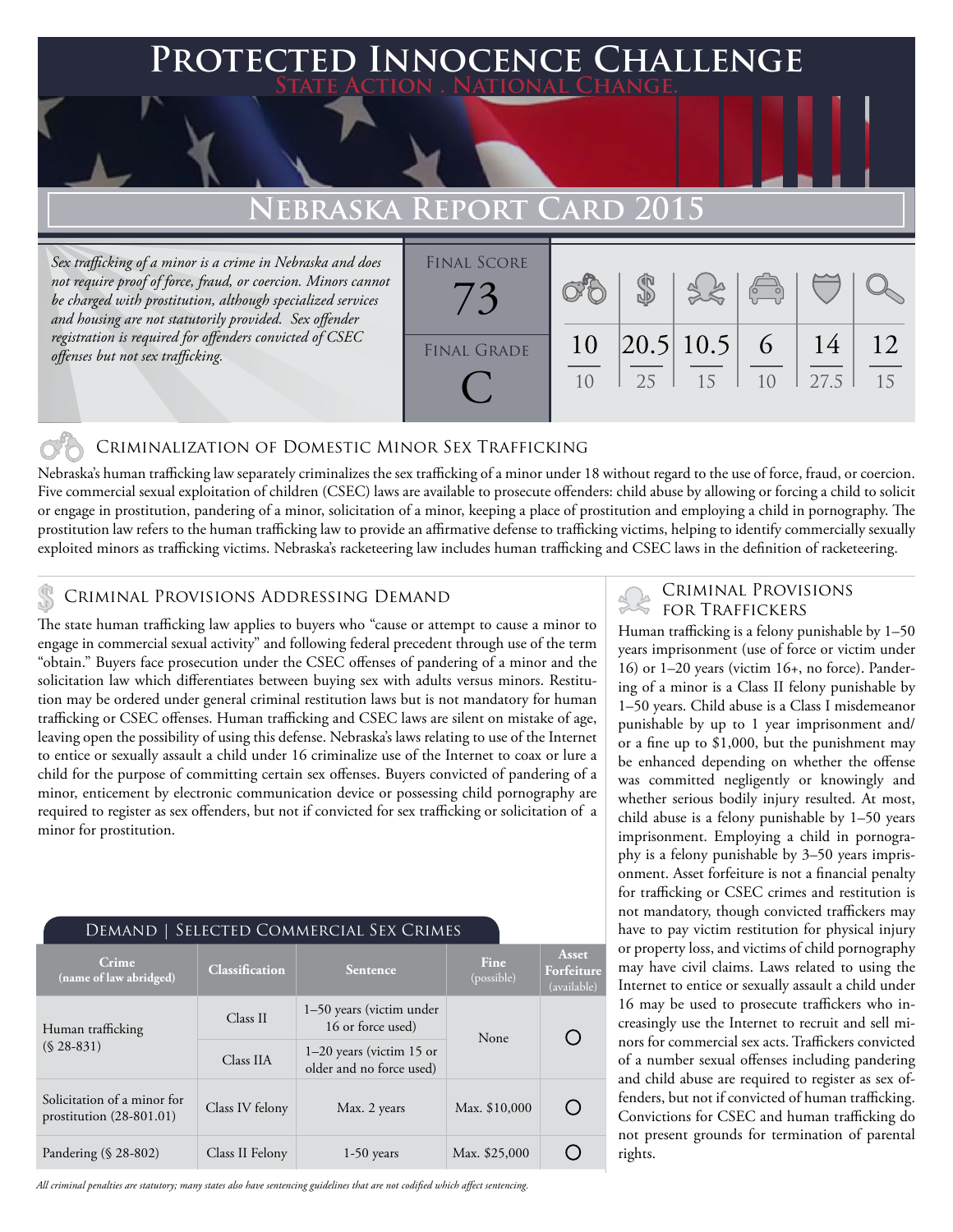# Protected Innocence Challenge

**State Action . National Change.**

## Nebraska Report Card 2015

*Sex trafficking of a minor is a crime in Nebraska and does not require proof of force, fraud, or coercion. Minors cannot be charged with prostitution, although specialized services and housing are not statutorily provided. Sex offender registration is required for offenders convicted of CSEC offenses but not sex trafficking.*

| Final Score | Final Grade |
|---|---|
| 73 | C |

| Criminalization of Domestic Minor Sex Trafficking | Criminal Provisions Addressing Demand | Criminal Provisions for Traffickers | Criminal Provisions for Facilitators | Protective Provisions for the Child Victims | Criminal Justice Tools for Investigation and Prosecutions |
|---|---|---|---|---|---|
| 10/10 | 20.5/25 | 10.5/15 | 6/10 | 14/27.5 | 12/15 |

## Criminalization of Domestic Minor Sex Trafficking

Nebraska's human trafficking law separately criminalizes the sex trafficking of a minor under 18 without regard to the use of force, fraud, or coercion. Five commercial sexual exploitation of children (CSEC) laws are available to prosecute offenders: child abuse by allowing or forcing a child to solicit or engage in prostitution, pandering of a minor, solicitation of a minor, keeping a place of prostitution and employing a child in pornography. The prostitution law refers to the human trafficking law to provide an affirmative defense to trafficking victims, helping to identify commercially sexually exploited minors as trafficking victims. Nebraska's racketeering law includes human trafficking and CSEC laws in the definition of racketeering.

## Criminal Provisions Addressing Demand

The state human trafficking law applies to buyers who "cause or attempt to cause a minor to engage in commercial sexual activity" and following federal precedent through use of the term "obtain." Buyers face prosecution under the CSEC offenses of pandering of a minor and the solicitation law which differentiates between buying sex with adults versus minors. Restitution may be ordered under general criminal restitution laws but is not mandatory for human trafficking or CSEC offenses. Human trafficking and CSEC laws are silent on mistake of age, leaving open the possibility of using this defense. Nebraska's laws relating to use of the Internet to entice or sexually assault a child under 16 criminalize use of the Internet to coax or lure a child for the purpose of committing certain sex offenses. Buyers convicted of pandering of a minor, enticement by electronic communication device or possessing child pornography are required to register as sex offenders, but not if convicted for sex trafficking or solicitation of a minor for prostitution.

### Demand | Selected Commercial Sex Crimes

| Crime (name of law abridged) | Classification | Sentence | Fine (possible) | Asset Forfeiture (available) |
|---|---|---|---|---|
| Human trafficking (§ 28-831) | Class II | 1–50 years (victim under 16 or force used) | None | ○ |
| | Class IIA | 1–20 years (victim 15 or older and no force used) | | |
| Solicitation of a minor for prostitution (28-801.01) | Class IV felony | Max. 2 years | Max. $10,000 | ○ |
| Pandering (§ 28-802) | Class II Felony | 1-50 years | Max. $25,000 | ○ |

*All criminal penalties are statutory; many states also have sentencing guidelines that are not codified which affect sentencing.*

## Criminal Provisions for Traffickers

Human trafficking is a felony punishable by 1–50 years imprisonment (use of force or victim under 16) or 1–20 years (victim 16+, no force). Pandering of a minor is a Class II felony punishable by 1–50 years. Child abuse is a Class I misdemeanor punishable by up to 1 year imprisonment and/or a fine up to $1,000, but the punishment may be enhanced depending on whether the offense was committed negligently or knowingly and whether serious bodily injury resulted. At most, child abuse is a felony punishable by 1–50 years imprisonment. Employing a child in pornography is a felony punishable by 3–50 years imprisonment. Asset forfeiture is not a financial penalty for trafficking or CSEC crimes and restitution is not mandatory, though convicted traffickers may have to pay victim restitution for physical injury or property loss, and victims of child pornography may have civil claims. Laws related to using the Internet to entice or sexually assault a child under 16 may be used to prosecute traffickers who increasingly use the Internet to recruit and sell minors for commercial sex acts. Traffickers convicted of a number sexual offenses including pandering and child abuse are required to register as sex offenders, but not if convicted of human trafficking. Convictions for CSEC and human trafficking do not present grounds for termination of parental rights.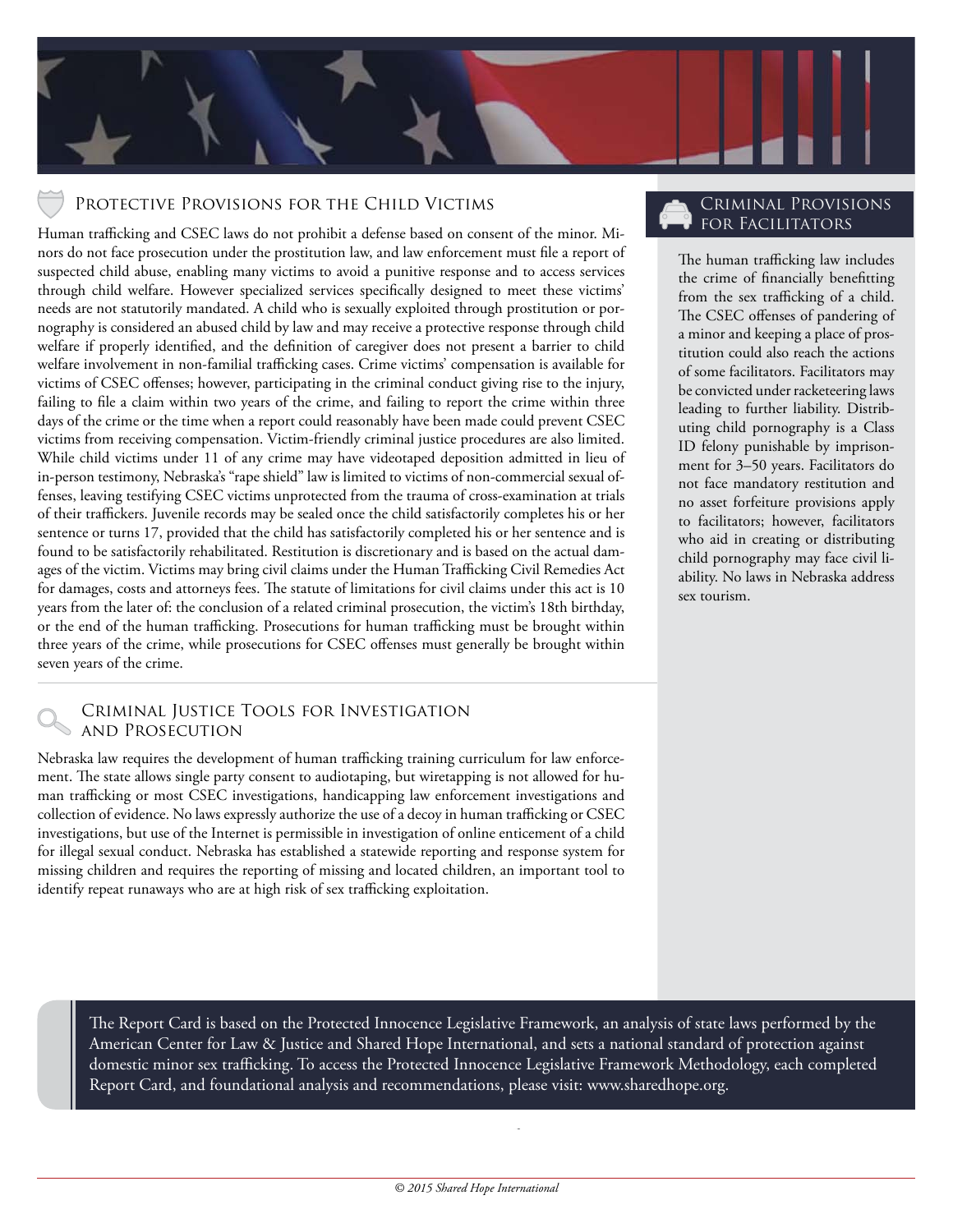## Protective Provisions for the Child Victims

Human trafficking and CSEC laws do not prohibit a defense based on consent of the minor. Minors do not face prosecution under the prostitution law, and law enforcement must file a report of suspected child abuse, enabling many victims to avoid a punitive response and to access services through child welfare. However specialized services specifically designed to meet these victims' needs are not statutorily mandated. A child who is sexually exploited through prostitution or pornography is considered an abused child by law and may receive a protective response through child welfare if properly identified, and the definition of caregiver does not present a barrier to child welfare involvement in non-familial trafficking cases. Crime victims' compensation is available for victims of CSEC offenses; however, participating in the criminal conduct giving rise to the injury, failing to file a claim within two years of the crime, and failing to report the crime within three days of the crime or the time when a report could reasonably have been made could prevent CSEC victims from receiving compensation. Victim-friendly criminal justice procedures are also limited. While child victims under 11 of any crime may have videotaped deposition admitted in lieu of in-person testimony, Nebraska's "rape shield" law is limited to victims of non-commercial sexual offenses, leaving testifying CSEC victims unprotected from the trauma of cross-examination at trials of their traffickers. Juvenile records may be sealed once the child satisfactorily completes his or her sentence or turns 17, provided that the child has satisfactorily completed his or her sentence and is found to be satisfactorily rehabilitated. Restitution is discretionary and is based on the actual damages of the victim. Victims may bring civil claims under the Human Trafficking Civil Remedies Act for damages, costs and attorneys fees. The statute of limitations for civil claims under this act is 10 years from the later of: the conclusion of a related criminal prosecution, the victim's 18th birthday, or the end of the human trafficking. Prosecutions for human trafficking must be brought within three years of the crime, while prosecutions for CSEC offenses must generally be brought within seven years of the crime.

## Criminal Justice Tools for Investigation and Prosecution

Nebraska law requires the development of human trafficking training curriculum for law enforcement. The state allows single party consent to audiotaping, but wiretapping is not allowed for human trafficking or most CSEC investigations, handicapping law enforcement investigations and collection of evidence. No laws expressly authorize the use of a decoy in human trafficking or CSEC investigations, but use of the Internet is permissible in investigation of online enticement of a child for illegal sexual conduct. Nebraska has established a statewide reporting and response system for missing children and requires the reporting of missing and located children, an important tool to identify repeat runaways who are at high risk of sex trafficking exploitation.

## Criminal Provisions for Facilitators

The human trafficking law includes the crime of financially benefitting from the sex trafficking of a child. The CSEC offenses of pandering of a minor and keeping a place of prostitution could also reach the actions of some facilitators. Facilitators may be convicted under racketeering laws leading to further liability. Distributing child pornography is a Class ID felony punishable by imprisonment for 3–50 years. Facilitators do not face mandatory restitution and no asset forfeiture provisions apply to facilitators; however, facilitators who aid in creating or distributing child pornography may face civil liability. No laws in Nebraska address sex tourism.

The Report Card is based on the Protected Innocence Legislative Framework, an analysis of state laws performed by the American Center for Law & Justice and Shared Hope International, and sets a national standard of protection against domestic minor sex trafficking. To access the Protected Innocence Legislative Framework Methodology, each completed Report Card, and foundational analysis and recommendations, please visit: www.sharedhope.org.

*© 2015 Shared Hope International*